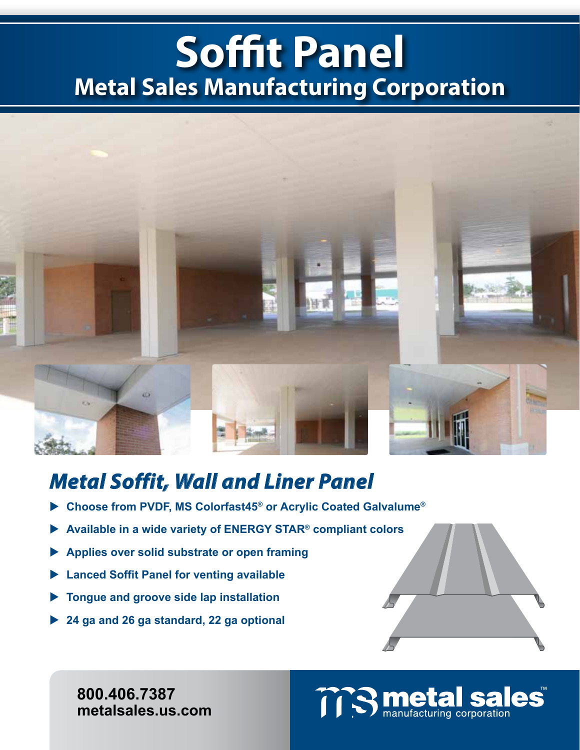# Soffit Panel

## Metal Sales Manufacturing Corporation

## *Metal Soffit, Wall and Liner Panel*

- Choose from PVDF, MS Colorfast45® or Acrylic Coated Galvalume®
- Available in a wide variety of ENERGY STAR® compliant colors
- Applies over solid substrate or open framing
- Lanced Soffit Panel for venting available
- Tongue and groove side lap installation
- 24 ga and 26 ga standard, 22 ga optional

**800.406.7387**
**metalsales.us.com**

metal sales™ manufacturing corporation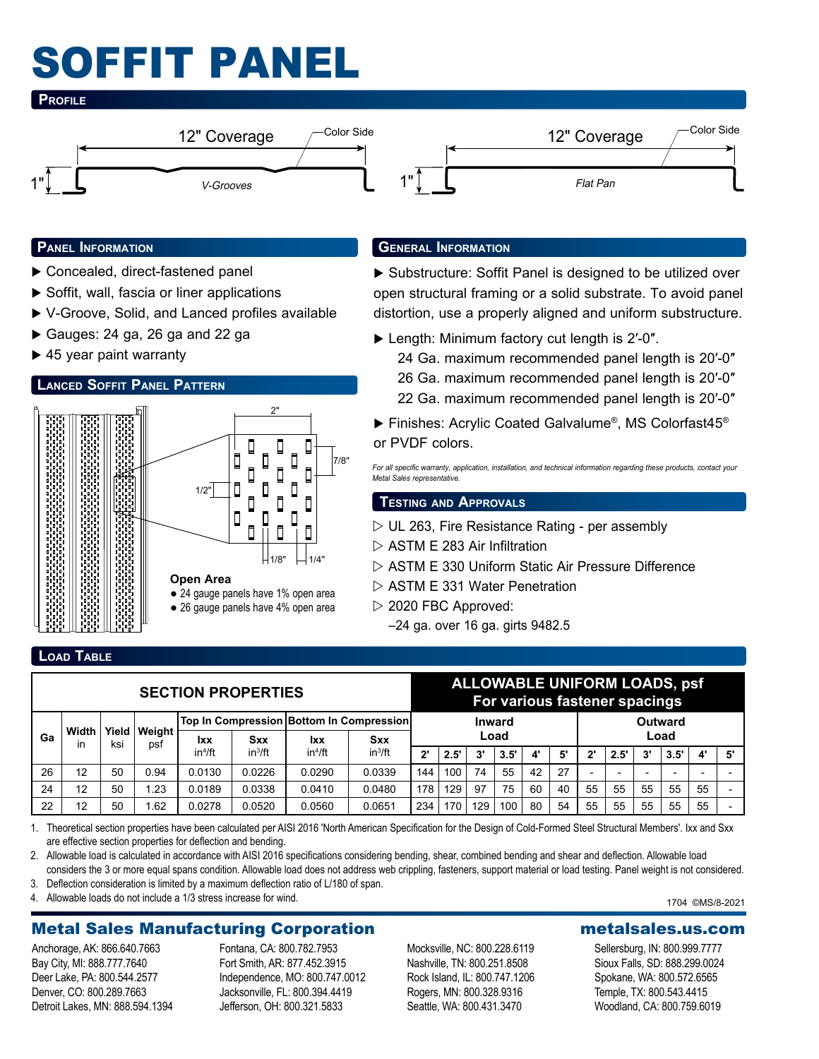# SOFFIT PANEL

## Profile

12" Coverage
Color Side
1"
V-Grooves

12" Coverage
Color Side
1"
Flat Pan

## Panel Information

- ▶ Concealed, direct-fastened panel
- ▶ Soffit, wall, fascia or liner applications
- ▶ V-Groove, Solid, and Lanced profiles available
- ▶ Gauges: 24 ga, 26 ga and 22 ga
- ▶ 45 year paint warranty

## Lanced Soffit Panel Pattern

2"
7/8"
1/2"
1/8"
1/4"

**Open Area**

- 24 gauge panels have 1% open area
- 26 gauge panels have 4% open area

## General Information

▶ Substructure: Soffit Panel is designed to be utilized over open structural framing or a solid substrate. To avoid panel distortion, use a properly aligned and uniform substructure.

▶ Length: Minimum factory cut length is 2′-0″.
24 Ga. maximum recommended panel length is 20′-0″
26 Ga. maximum recommended panel length is 20′-0″
22 Ga. maximum recommended panel length is 20′-0″

▶ Finishes: Acrylic Coated Galvalume®, MS Colorfast45® or PVDF colors.

*For all specific warranty, application, installation, and technical information regarding these products, contact your Metal Sales representative.*

## Testing and Approvals

- ▷ UL 263, Fire Resistance Rating - per assembly
- ▷ ASTM E 283 Air Infiltration
- ▷ ASTM E 330 Uniform Static Air Pressure Difference
- ▷ ASTM E 331 Water Penetration
- ▷ 2020 FBC Approved:
  –24 ga. over 16 ga. girts 9482.5

## Load Table

| SECTION PROPERTIES | | | | | | | | ALLOWABLE UNIFORM LOADS, psf For various fastener spacings | | | | | | | | | | | |
|---|---|---|---|---|---|---|---|---|---|---|---|---|---|---|---|---|---|---|---|
| Ga | Width in | Yield ksi | Weight psf | Top In Compression | | Bottom In Compression | | Inward Load | | | | | | Outward Load | | | | | |
| | | | | Ixx $in^4/ft$ | Sxx $in^3/ft$ | Ixx $in^4/ft$ | Sxx $in^3/ft$ | 2' | 2.5' | 3' | 3.5' | 4' | 5' | 2' | 2.5' | 3' | 3.5' | 4' | 5' |
| 26 | 12 | 50 | 0.94 | 0.0130 | 0.0226 | 0.0290 | 0.0339 | 144 | 100 | 74 | 55 | 42 | 27 | - | - | - | - | - | - |
| 24 | 12 | 50 | 1.23 | 0.0189 | 0.0338 | 0.0410 | 0.0480 | 178 | 129 | 97 | 75 | 60 | 40 | 55 | 55 | 55 | 55 | 55 | - |
| 22 | 12 | 50 | 1.62 | 0.0278 | 0.0520 | 0.0560 | 0.0651 | 234 | 170 | 129 | 100 | 80 | 54 | 55 | 55 | 55 | 55 | 55 | - |

1. Theoretical section properties have been calculated per AISI 2016 'North American Specification for the Design of Cold-Formed Steel Structural Members'. Ixx and Sxx are effective section properties for deflection and bending.
2. Allowable load is calculated in accordance with AISI 2016 specifications considering bending, shear, combined bending and shear and deflection. Allowable load considers the 3 or more equal spans condition. Allowable load does not address web crippling, fasteners, support material or load testing. Panel weight is not considered.
3. Deflection consideration is limited by a maximum deflection ratio of L/180 of span.
4. Allowable loads do not include a 1/3 stress increase for wind.

1704 ©MS/8-2021

**Metal Sales Manufacturing Corporation** — **metalsales.us.com**

Anchorage, AK: 866.640.7663
Bay City, MI: 888.777.7640
Deer Lake, PA: 800.544.2577
Denver, CO: 800.289.7663
Detroit Lakes, MN: 888.594.1394
Fontana, CA: 800.782.7953
Fort Smith, AR: 877.452.3915
Independence, MO: 800.747.0012
Jacksonville, FL: 800.394.4419
Jefferson, OH: 800.321.5833
Mocksville, NC: 800.228.6119
Nashville, TN: 800.251.8508
Rock Island, IL: 800.747.1206
Rogers, MN: 800.328.9316
Seattle, WA: 800.431.3470
Sellersburg, IN: 800.999.7777
Sioux Falls, SD: 888.299.0024
Spokane, WA: 800.572.6565
Temple, TX: 800.543.4415
Woodland, CA: 800.759.6019